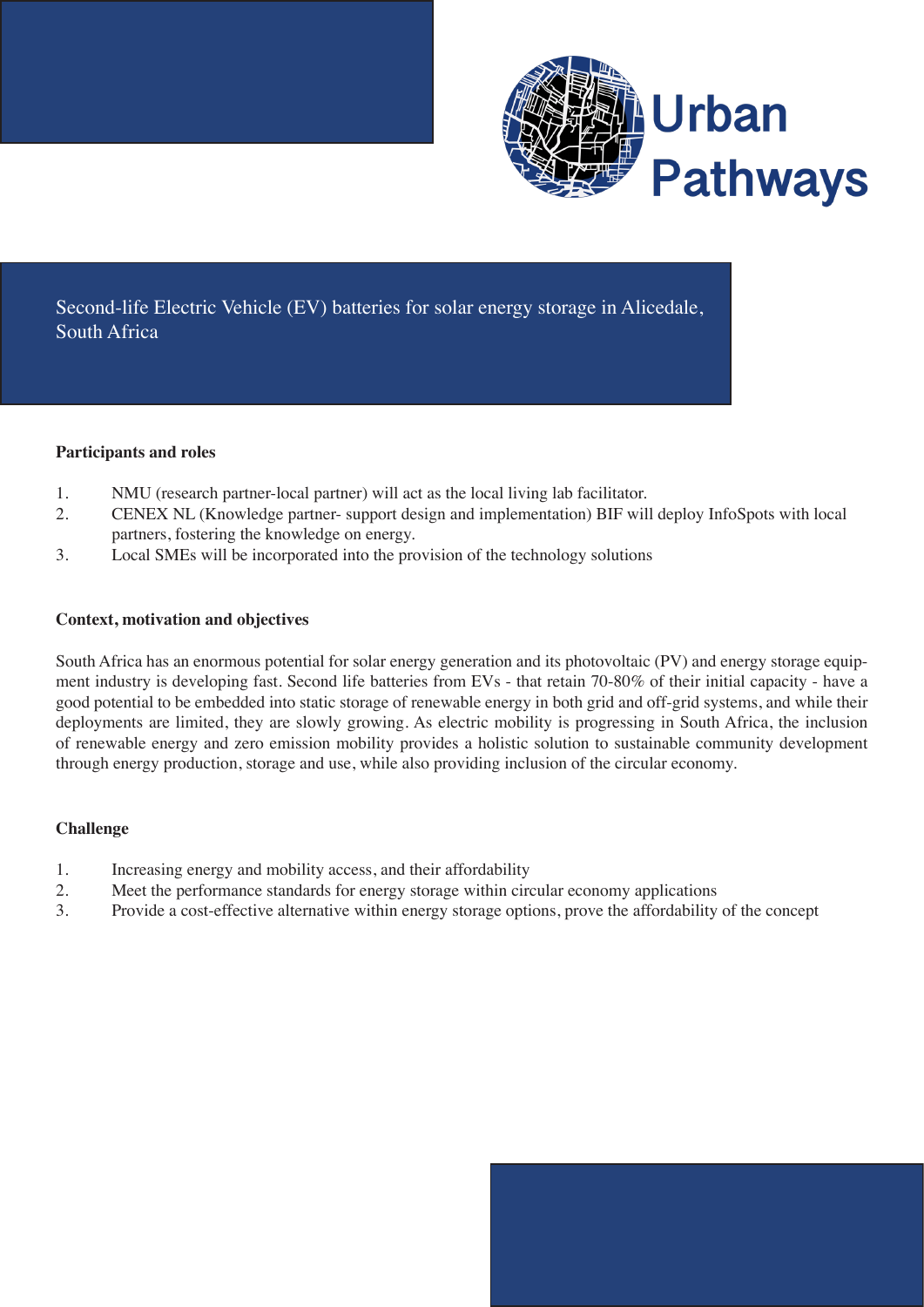Urban Pathways

# Second-life Electric Vehicle (EV) batteries for solar energy storage in Alicedale, South Africa

**Participants and roles**

1. NMU (research partner-local partner) will act as the local living lab facilitator.
2. CENEX NL (Knowledge partner- support design and implementation) BIF will deploy InfoSpots with local partners, fostering the knowledge on energy.
3. Local SMEs will be incorporated into the provision of the technology solutions

**Context, motivation and objectives**

South Africa has an enormous potential for solar energy generation and its photovoltaic (PV) and energy storage equipment industry is developing fast. Second life batteries from EVs - that retain 70-80% of their initial capacity - have a good potential to be embedded into static storage of renewable energy in both grid and off-grid systems, and while their deployments are limited, they are slowly growing. As electric mobility is progressing in South Africa, the inclusion of renewable energy and zero emission mobility provides a holistic solution to sustainable community development through energy production, storage and use, while also providing inclusion of the circular economy.

**Challenge**

1. Increasing energy and mobility access, and their affordability
2. Meet the performance standards for energy storage within circular economy applications
3. Provide a cost-effective alternative within energy storage options, prove the affordability of the concept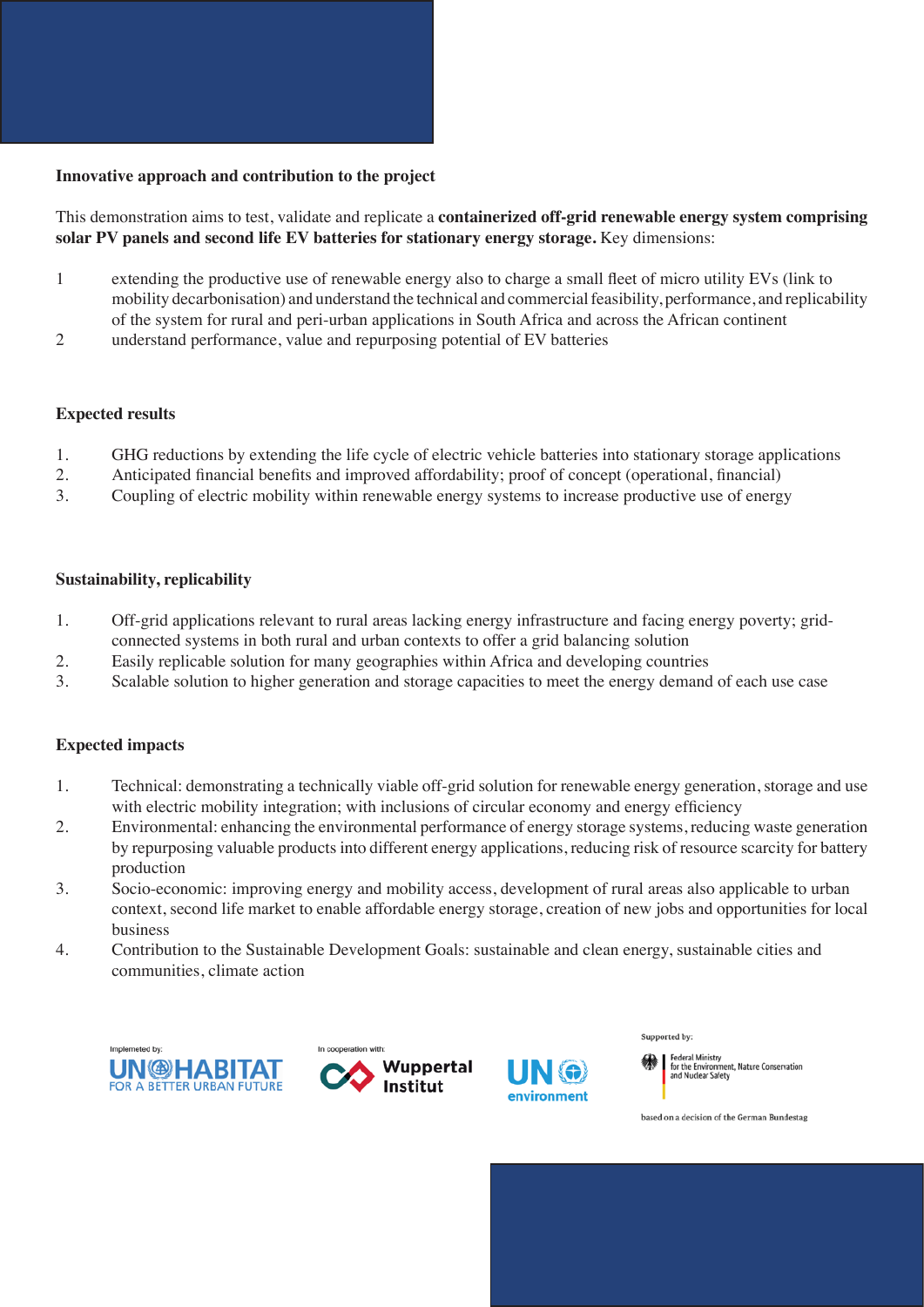**Innovative approach and contribution to the project**

This demonstration aims to test, validate and replicate a **containerized off-grid renewable energy system comprising solar PV panels and second life EV batteries for stationary energy storage.** Key dimensions:

1. extending the productive use of renewable energy also to charge a small fleet of micro utility EVs (link to mobility decarbonisation) and understand the technical and commercial feasibility, performance, and replicability of the system for rural and peri-urban applications in South Africa and across the African continent
2. understand performance, value and repurposing potential of EV batteries

**Expected results**

1. GHG reductions by extending the life cycle of electric vehicle batteries into stationary storage applications
2. Anticipated financial benefits and improved affordability; proof of concept (operational, financial)
3. Coupling of electric mobility within renewable energy systems to increase productive use of energy

**Sustainability, replicability**

1. Off-grid applications relevant to rural areas lacking energy infrastructure and facing energy poverty; grid-connected systems in both rural and urban contexts to offer a grid balancing solution
2. Easily replicable solution for many geographies within Africa and developing countries
3. Scalable solution to higher generation and storage capacities to meet the energy demand of each use case

**Expected impacts**

1. Technical: demonstrating a technically viable off-grid solution for renewable energy generation, storage and use with electric mobility integration; with inclusions of circular economy and energy efficiency
2. Environmental: enhancing the environmental performance of energy storage systems, reducing waste generation by repurposing valuable products into different energy applications, reducing risk of resource scarcity for battery production
3. Socio-economic: improving energy and mobility access, development of rural areas also applicable to urban context, second life market to enable affordable energy storage, creation of new jobs and opportunities for local business
4. Contribution to the Sustainable Development Goals: sustainable and clean energy, sustainable cities and communities, climate action

Implemented by: UN-HABITAT FOR A BETTER URBAN FUTURE

In cooperation with: Wuppertal Institut

UN environment

Supported by: Federal Ministry for the Environment, Nature Conservation and Nuclear Safety

based on a decision of the German Bundestag